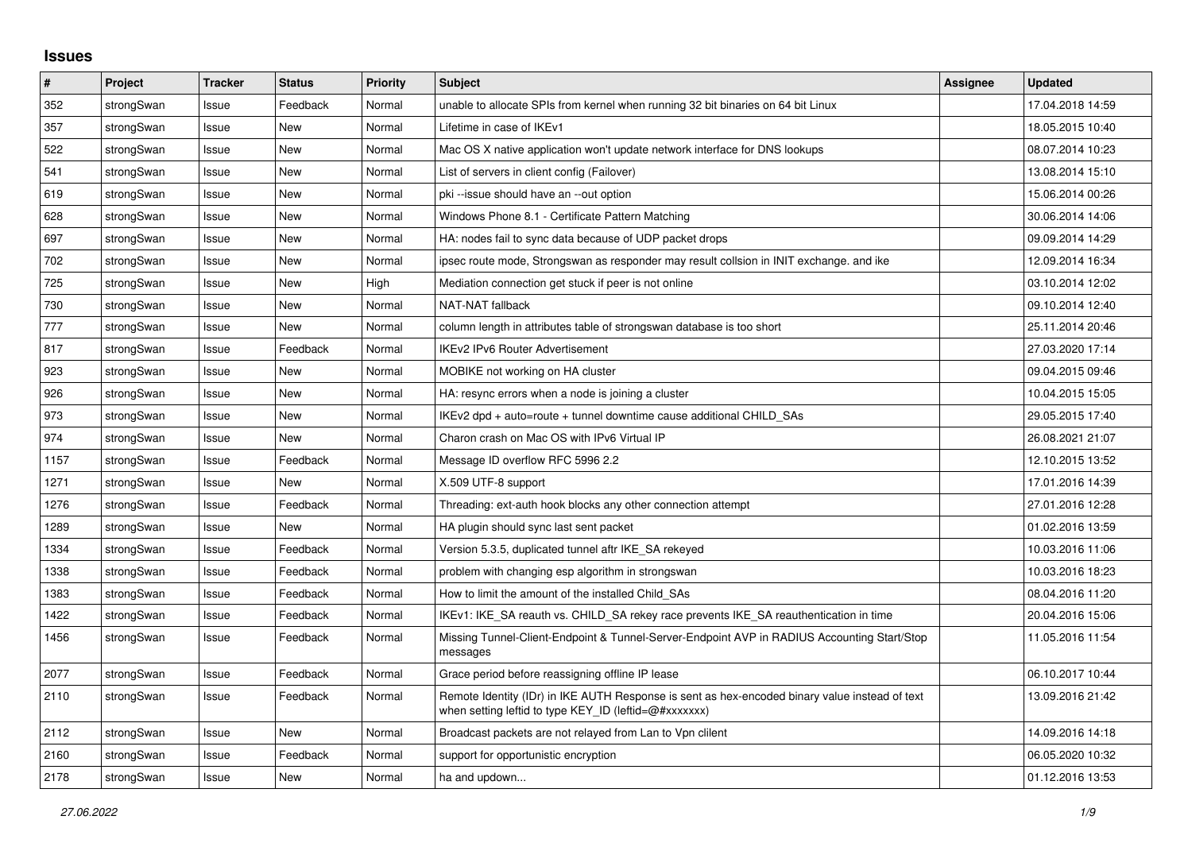# Issues

| # | Project | Tracker | Status | Priority | Subject | Assignee | Updated |
|---|---|---|---|---|---|---|---|
| 352 | strongSwan | Issue | Feedback | Normal | unable to allocate SPIs from kernel when running 32 bit binaries on 64 bit Linux | | 17.04.2018 14:59 |
| 357 | strongSwan | Issue | New | Normal | Lifetime in case of IKEv1 | | 18.05.2015 10:40 |
| 522 | strongSwan | Issue | New | Normal | Mac OS X native application won't update network interface for DNS lookups | | 08.07.2014 10:23 |
| 541 | strongSwan | Issue | New | Normal | List of servers in client config (Failover) | | 13.08.2014 15:10 |
| 619 | strongSwan | Issue | New | Normal | pki --issue should have an --out option | | 15.06.2014 00:26 |
| 628 | strongSwan | Issue | New | Normal | Windows Phone 8.1 - Certificate Pattern Matching | | 30.06.2014 14:06 |
| 697 | strongSwan | Issue | New | Normal | HA: nodes fail to sync data because of UDP packet drops | | 09.09.2014 14:29 |
| 702 | strongSwan | Issue | New | Normal | ipsec route mode, Strongswan as responder may result collsion in INIT exchange. and ike | | 12.09.2014 16:34 |
| 725 | strongSwan | Issue | New | High | Mediation connection get stuck if peer is not online | | 03.10.2014 12:02 |
| 730 | strongSwan | Issue | New | Normal | NAT-NAT fallback | | 09.10.2014 12:40 |
| 777 | strongSwan | Issue | New | Normal | column length in attributes table of strongswan database is too short | | 25.11.2014 20:46 |
| 817 | strongSwan | Issue | Feedback | Normal | IKEv2 IPv6 Router Advertisement | | 27.03.2020 17:14 |
| 923 | strongSwan | Issue | New | Normal | MOBIKE not working on HA cluster | | 09.04.2015 09:46 |
| 926 | strongSwan | Issue | New | Normal | HA: resync errors when a node is joining a cluster | | 10.04.2015 15:05 |
| 973 | strongSwan | Issue | New | Normal | IKEv2 dpd + auto=route + tunnel downtime cause additional CHILD_SAs | | 29.05.2015 17:40 |
| 974 | strongSwan | Issue | New | Normal | Charon crash on Mac OS with IPv6 Virtual IP | | 26.08.2021 21:07 |
| 1157 | strongSwan | Issue | Feedback | Normal | Message ID overflow RFC 5996 2.2 | | 12.10.2015 13:52 |
| 1271 | strongSwan | Issue | New | Normal | X.509 UTF-8 support | | 17.01.2016 14:39 |
| 1276 | strongSwan | Issue | Feedback | Normal | Threading: ext-auth hook blocks any other connection attempt | | 27.01.2016 12:28 |
| 1289 | strongSwan | Issue | New | Normal | HA plugin should sync last sent packet | | 01.02.2016 13:59 |
| 1334 | strongSwan | Issue | Feedback | Normal | Version 5.3.5, duplicated tunnel aftr IKE_SA rekeyed | | 10.03.2016 11:06 |
| 1338 | strongSwan | Issue | Feedback | Normal | problem with changing esp algorithm in strongswan | | 10.03.2016 18:23 |
| 1383 | strongSwan | Issue | Feedback | Normal | How to limit the amount of the installed Child_SAs | | 08.04.2016 11:20 |
| 1422 | strongSwan | Issue | Feedback | Normal | IKEv1: IKE_SA reauth vs. CHILD_SA rekey race prevents IKE_SA reauthentication in time | | 20.04.2016 15:06 |
| 1456 | strongSwan | Issue | Feedback | Normal | Missing Tunnel-Client-Endpoint & Tunnel-Server-Endpoint AVP in RADIUS Accounting Start/Stop messages | | 11.05.2016 11:54 |
| 2077 | strongSwan | Issue | Feedback | Normal | Grace period before reassigning offline IP lease | | 06.10.2017 10:44 |
| 2110 | strongSwan | Issue | Feedback | Normal | Remote Identity (IDr) in IKE AUTH Response is sent as hex-encoded binary value instead of text when setting leftid to type KEY_ID (leftid=@#xxxxxxx) | | 13.09.2016 21:42 |
| 2112 | strongSwan | Issue | New | Normal | Broadcast packets are not relayed from Lan to Vpn clilent | | 14.09.2016 14:18 |
| 2160 | strongSwan | Issue | Feedback | Normal | support for opportunistic encryption | | 06.05.2020 10:32 |
| 2178 | strongSwan | Issue | New | Normal | ha and updown... | | 01.12.2016 13:53 |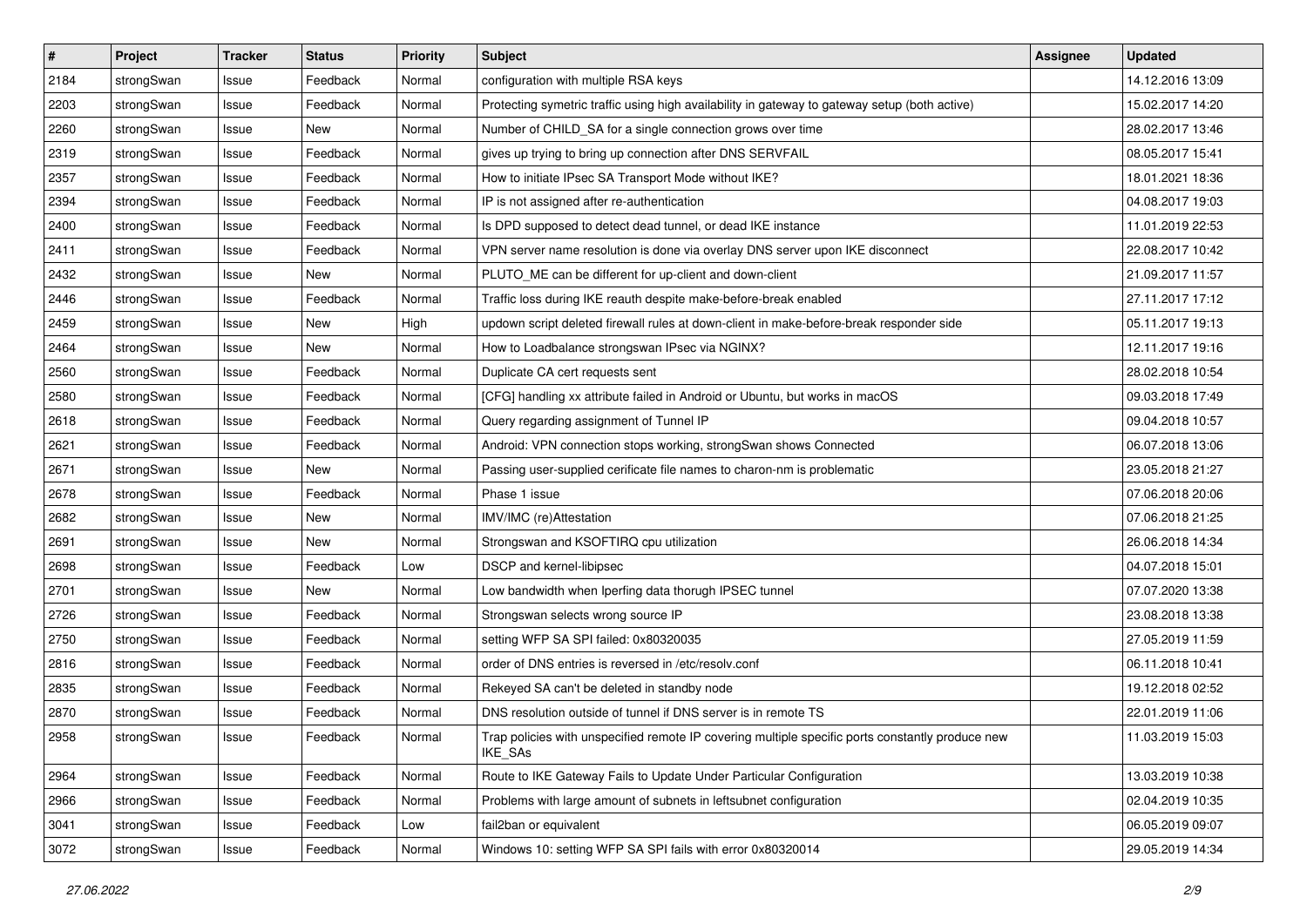| # | Project | Tracker | Status | Priority | Subject | Assignee | Updated |
|---|---|---|---|---|---|---|---|
| 2184 | strongSwan | Issue | Feedback | Normal | configuration with multiple RSA keys | | 14.12.2016 13:09 |
| 2203 | strongSwan | Issue | Feedback | Normal | Protecting symetric traffic using high availability in gateway to gateway setup (both active) | | 15.02.2017 14:20 |
| 2260 | strongSwan | Issue | New | Normal | Number of CHILD_SA for a single connection grows over time | | 28.02.2017 13:46 |
| 2319 | strongSwan | Issue | Feedback | Normal | gives up trying to bring up connection after DNS SERVFAIL | | 08.05.2017 15:41 |
| 2357 | strongSwan | Issue | Feedback | Normal | How to initiate IPsec SA Transport Mode without IKE? | | 18.01.2021 18:36 |
| 2394 | strongSwan | Issue | Feedback | Normal | IP is not assigned after re-authentication | | 04.08.2017 19:03 |
| 2400 | strongSwan | Issue | Feedback | Normal | Is DPD supposed to detect dead tunnel, or dead IKE instance | | 11.01.2019 22:53 |
| 2411 | strongSwan | Issue | Feedback | Normal | VPN server name resolution is done via overlay DNS server upon IKE disconnect | | 22.08.2017 10:42 |
| 2432 | strongSwan | Issue | New | Normal | PLUTO_ME can be different for up-client and down-client | | 21.09.2017 11:57 |
| 2446 | strongSwan | Issue | Feedback | Normal | Traffic loss during IKE reauth despite make-before-break enabled | | 27.11.2017 17:12 |
| 2459 | strongSwan | Issue | New | High | updown script deleted firewall rules at down-client in make-before-break responder side | | 05.11.2017 19:13 |
| 2464 | strongSwan | Issue | New | Normal | How to Loadbalance strongswan IPsec via NGINX? | | 12.11.2017 19:16 |
| 2560 | strongSwan | Issue | Feedback | Normal | Duplicate CA cert requests sent | | 28.02.2018 10:54 |
| 2580 | strongSwan | Issue | Feedback | Normal | [CFG] handling xx attribute failed in Android or Ubuntu, but works in macOS | | 09.03.2018 17:49 |
| 2618 | strongSwan | Issue | Feedback | Normal | Query regarding assignment of Tunnel IP | | 09.04.2018 10:57 |
| 2621 | strongSwan | Issue | Feedback | Normal | Android: VPN connection stops working, strongSwan shows Connected | | 06.07.2018 13:06 |
| 2671 | strongSwan | Issue | New | Normal | Passing user-supplied cerificate file names to charon-nm is problematic | | 23.05.2018 21:27 |
| 2678 | strongSwan | Issue | Feedback | Normal | Phase 1 issue | | 07.06.2018 20:06 |
| 2682 | strongSwan | Issue | New | Normal | IMV/IMC (re)Attestation | | 07.06.2018 21:25 |
| 2691 | strongSwan | Issue | New | Normal | Strongswan and KSOFTIRQ cpu utilization | | 26.06.2018 14:34 |
| 2698 | strongSwan | Issue | Feedback | Low | DSCP and kernel-libipsec | | 04.07.2018 15:01 |
| 2701 | strongSwan | Issue | New | Normal | Low bandwidth when Iperfing data thorugh IPSEC tunnel | | 07.07.2020 13:38 |
| 2726 | strongSwan | Issue | Feedback | Normal | Strongswan selects wrong source IP | | 23.08.2018 13:38 |
| 2750 | strongSwan | Issue | Feedback | Normal | setting WFP SA SPI failed: 0x80320035 | | 27.05.2019 11:59 |
| 2816 | strongSwan | Issue | Feedback | Normal | order of DNS entries is reversed in /etc/resolv.conf | | 06.11.2018 10:41 |
| 2835 | strongSwan | Issue | Feedback | Normal | Rekeyed SA can't be deleted in standby node | | 19.12.2018 02:52 |
| 2870 | strongSwan | Issue | Feedback | Normal | DNS resolution outside of tunnel if DNS server is in remote TS | | 22.01.2019 11:06 |
| 2958 | strongSwan | Issue | Feedback | Normal | Trap policies with unspecified remote IP covering multiple specific ports constantly produce new IKE_SAs | | 11.03.2019 15:03 |
| 2964 | strongSwan | Issue | Feedback | Normal | Route to IKE Gateway Fails to Update Under Particular Configuration | | 13.03.2019 10:38 |
| 2966 | strongSwan | Issue | Feedback | Normal | Problems with large amount of subnets in leftsubnet configuration | | 02.04.2019 10:35 |
| 3041 | strongSwan | Issue | Feedback | Low | fail2ban or equivalent | | 06.05.2019 09:07 |
| 3072 | strongSwan | Issue | Feedback | Normal | Windows 10: setting WFP SA SPI fails with error 0x80320014 | | 29.05.2019 14:34 |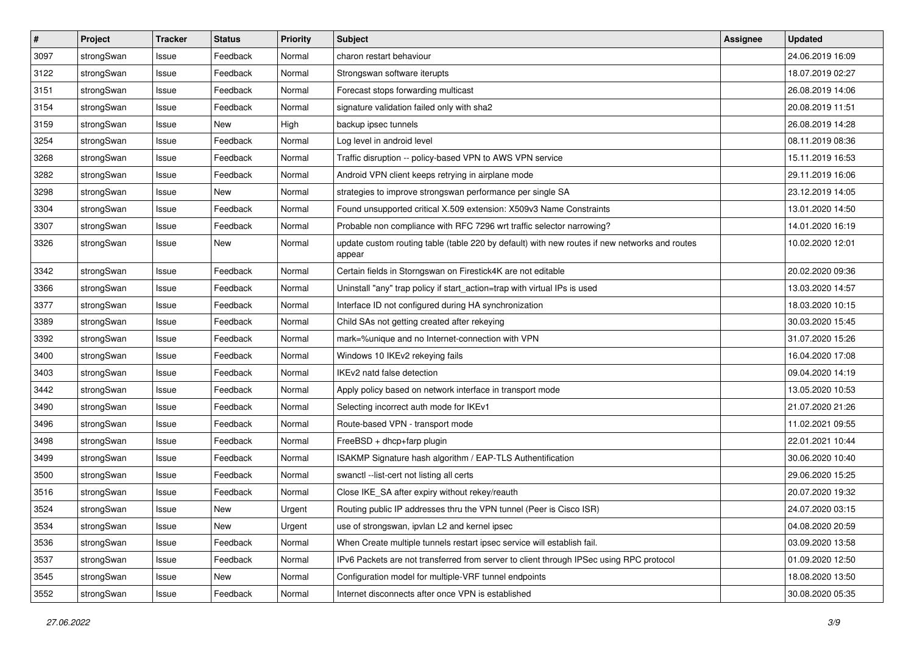| # | Project | Tracker | Status | Priority | Subject | Assignee | Updated |
|---|---|---|---|---|---|---|---|
| 3097 | strongSwan | Issue | Feedback | Normal | charon restart behaviour | | 24.06.2019 16:09 |
| 3122 | strongSwan | Issue | Feedback | Normal | Strongswan software iterupts | | 18.07.2019 02:27 |
| 3151 | strongSwan | Issue | Feedback | Normal | Forecast stops forwarding multicast | | 26.08.2019 14:06 |
| 3154 | strongSwan | Issue | Feedback | Normal | signature validation failed only with sha2 | | 20.08.2019 11:51 |
| 3159 | strongSwan | Issue | New | High | backup ipsec tunnels | | 26.08.2019 14:28 |
| 3254 | strongSwan | Issue | Feedback | Normal | Log level in android level | | 08.11.2019 08:36 |
| 3268 | strongSwan | Issue | Feedback | Normal | Traffic disruption -- policy-based VPN to AWS VPN service | | 15.11.2019 16:53 |
| 3282 | strongSwan | Issue | Feedback | Normal | Android VPN client keeps retrying in airplane mode | | 29.11.2019 16:06 |
| 3298 | strongSwan | Issue | New | Normal | strategies to improve strongswan performance per single SA | | 23.12.2019 14:05 |
| 3304 | strongSwan | Issue | Feedback | Normal | Found unsupported critical X.509 extension: X509v3 Name Constraints | | 13.01.2020 14:50 |
| 3307 | strongSwan | Issue | Feedback | Normal | Probable non compliance with RFC 7296 wrt traffic selector narrowing? | | 14.01.2020 16:19 |
| 3326 | strongSwan | Issue | New | Normal | update custom routing table (table 220 by default) with new routes if new networks and routes appear | | 10.02.2020 12:01 |
| 3342 | strongSwan | Issue | Feedback | Normal | Certain fields in Storngswan on Firestick4K are not editable | | 20.02.2020 09:36 |
| 3366 | strongSwan | Issue | Feedback | Normal | Uninstall "any" trap policy if start_action=trap with virtual IPs is used | | 13.03.2020 14:57 |
| 3377 | strongSwan | Issue | Feedback | Normal | Interface ID not configured during HA synchronization | | 18.03.2020 10:15 |
| 3389 | strongSwan | Issue | Feedback | Normal | Child SAs not getting created after rekeying | | 30.03.2020 15:45 |
| 3392 | strongSwan | Issue | Feedback | Normal | mark=%unique and no Internet-connection with VPN | | 31.07.2020 15:26 |
| 3400 | strongSwan | Issue | Feedback | Normal | Windows 10 IKEv2 rekeying fails | | 16.04.2020 17:08 |
| 3403 | strongSwan | Issue | Feedback | Normal | IKEv2 natd false detection | | 09.04.2020 14:19 |
| 3442 | strongSwan | Issue | Feedback | Normal | Apply policy based on network interface in transport mode | | 13.05.2020 10:53 |
| 3490 | strongSwan | Issue | Feedback | Normal | Selecting incorrect auth mode for IKEv1 | | 21.07.2020 21:26 |
| 3496 | strongSwan | Issue | Feedback | Normal | Route-based VPN - transport mode | | 11.02.2021 09:55 |
| 3498 | strongSwan | Issue | Feedback | Normal | FreeBSD + dhcp+farp plugin | | 22.01.2021 10:44 |
| 3499 | strongSwan | Issue | Feedback | Normal | ISAKMP Signature hash algorithm / EAP-TLS Authentification | | 30.06.2020 10:40 |
| 3500 | strongSwan | Issue | Feedback | Normal | swanctl --list-cert not listing all certs | | 29.06.2020 15:25 |
| 3516 | strongSwan | Issue | Feedback | Normal | Close IKE_SA after expiry without rekey/reauth | | 20.07.2020 19:32 |
| 3524 | strongSwan | Issue | New | Urgent | Routing public IP addresses thru the VPN tunnel (Peer is Cisco ISR) | | 24.07.2020 03:15 |
| 3534 | strongSwan | Issue | New | Urgent | use of strongswan, ipvlan L2 and kernel ipsec | | 04.08.2020 20:59 |
| 3536 | strongSwan | Issue | Feedback | Normal | When Create multiple tunnels restart ipsec service will establish fail. | | 03.09.2020 13:58 |
| 3537 | strongSwan | Issue | Feedback | Normal | IPv6 Packets are not transferred from server to client through IPSec using RPC protocol | | 01.09.2020 12:50 |
| 3545 | strongSwan | Issue | New | Normal | Configuration model for multiple-VRF tunnel endpoints | | 18.08.2020 13:50 |
| 3552 | strongSwan | Issue | Feedback | Normal | Internet disconnects after once VPN is established | | 30.08.2020 05:35 |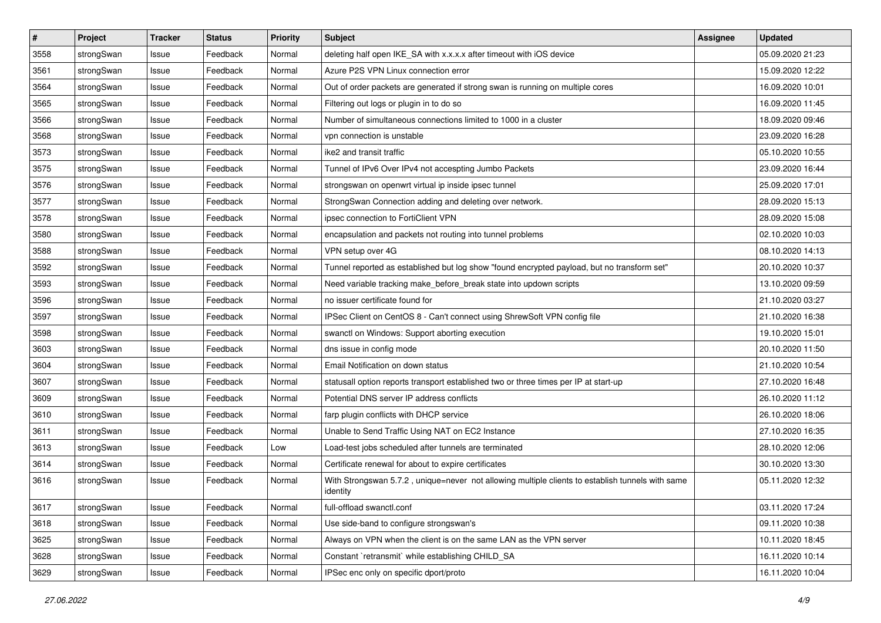| # | Project | Tracker | Status | Priority | Subject | Assignee | Updated |
|---|---|---|---|---|---|---|---|
| 3558 | strongSwan | Issue | Feedback | Normal | deleting half open IKE_SA with x.x.x.x after timeout with iOS device | | 05.09.2020 21:23 |
| 3561 | strongSwan | Issue | Feedback | Normal | Azure P2S VPN Linux connection error | | 15.09.2020 12:22 |
| 3564 | strongSwan | Issue | Feedback | Normal | Out of order packets are generated if strong swan is running on multiple cores | | 16.09.2020 10:01 |
| 3565 | strongSwan | Issue | Feedback | Normal | Filtering out logs or plugin in to do so | | 16.09.2020 11:45 |
| 3566 | strongSwan | Issue | Feedback | Normal | Number of simultaneous connections limited to 1000 in a cluster | | 18.09.2020 09:46 |
| 3568 | strongSwan | Issue | Feedback | Normal | vpn connection is unstable | | 23.09.2020 16:28 |
| 3573 | strongSwan | Issue | Feedback | Normal | ike2 and transit traffic | | 05.10.2020 10:55 |
| 3575 | strongSwan | Issue | Feedback | Normal | Tunnel of IPv6 Over IPv4 not accespting Jumbo Packets | | 23.09.2020 16:44 |
| 3576 | strongSwan | Issue | Feedback | Normal | strongswan on openwrt virtual ip inside ipsec tunnel | | 25.09.2020 17:01 |
| 3577 | strongSwan | Issue | Feedback | Normal | StrongSwan Connection adding and deleting over network. | | 28.09.2020 15:13 |
| 3578 | strongSwan | Issue | Feedback | Normal | ipsec connection to FortiClient VPN | | 28.09.2020 15:08 |
| 3580 | strongSwan | Issue | Feedback | Normal | encapsulation and packets not routing into tunnel problems | | 02.10.2020 10:03 |
| 3588 | strongSwan | Issue | Feedback | Normal | VPN setup over 4G | | 08.10.2020 14:13 |
| 3592 | strongSwan | Issue | Feedback | Normal | Tunnel reported as established but log show "found encrypted payload, but no transform set" | | 20.10.2020 10:37 |
| 3593 | strongSwan | Issue | Feedback | Normal | Need variable tracking make_before_break state into updown scripts | | 13.10.2020 09:59 |
| 3596 | strongSwan | Issue | Feedback | Normal | no issuer certificate found for | | 21.10.2020 03:27 |
| 3597 | strongSwan | Issue | Feedback | Normal | IPSec Client on CentOS 8 - Can't connect using ShrewSoft VPN config file | | 21.10.2020 16:38 |
| 3598 | strongSwan | Issue | Feedback | Normal | swanctl on Windows: Support aborting execution | | 19.10.2020 15:01 |
| 3603 | strongSwan | Issue | Feedback | Normal | dns issue in config mode | | 20.10.2020 11:50 |
| 3604 | strongSwan | Issue | Feedback | Normal | Email Notification on down status | | 21.10.2020 10:54 |
| 3607 | strongSwan | Issue | Feedback | Normal | statusall option reports transport established two or three times per IP at start-up | | 27.10.2020 16:48 |
| 3609 | strongSwan | Issue | Feedback | Normal | Potential DNS server IP address conflicts | | 26.10.2020 11:12 |
| 3610 | strongSwan | Issue | Feedback | Normal | farp plugin conflicts with DHCP service | | 26.10.2020 18:06 |
| 3611 | strongSwan | Issue | Feedback | Normal | Unable to Send Traffic Using NAT on EC2 Instance | | 27.10.2020 16:35 |
| 3613 | strongSwan | Issue | Feedback | Low | Load-test jobs scheduled after tunnels are terminated | | 28.10.2020 12:06 |
| 3614 | strongSwan | Issue | Feedback | Normal | Certificate renewal for about to expire certificates | | 30.10.2020 13:30 |
| 3616 | strongSwan | Issue | Feedback | Normal | With Strongswan 5.7.2 , unique=never not allowing multiple clients to establish tunnels with same identity | | 05.11.2020 12:32 |
| 3617 | strongSwan | Issue | Feedback | Normal | full-offload swanctl.conf | | 03.11.2020 17:24 |
| 3618 | strongSwan | Issue | Feedback | Normal | Use side-band to configure strongswan's | | 09.11.2020 10:38 |
| 3625 | strongSwan | Issue | Feedback | Normal | Always on VPN when the client is on the same LAN as the VPN server | | 10.11.2020 18:45 |
| 3628 | strongSwan | Issue | Feedback | Normal | Constant `retransmit` while establishing CHILD_SA | | 16.11.2020 10:14 |
| 3629 | strongSwan | Issue | Feedback | Normal | IPSec enc only on specific dport/proto | | 16.11.2020 10:04 |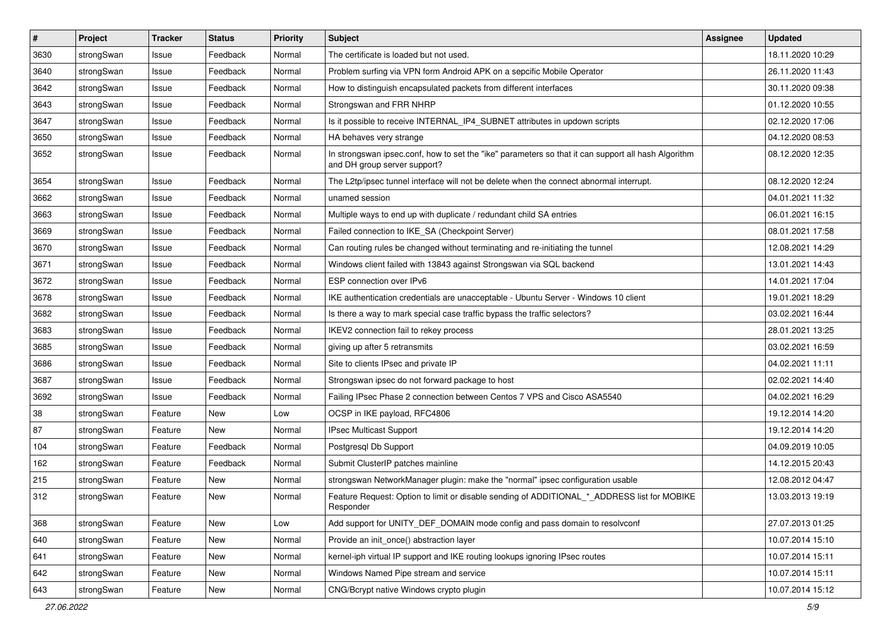| # | Project | Tracker | Status | Priority | Subject | Assignee | Updated |
|---|---|---|---|---|---|---|---|
| 3630 | strongSwan | Issue | Feedback | Normal | The certificate is loaded but not used. | | 18.11.2020 10:29 |
| 3640 | strongSwan | Issue | Feedback | Normal | Problem surfing via VPN form Android APK on a sepcific Mobile Operator | | 26.11.2020 11:43 |
| 3642 | strongSwan | Issue | Feedback | Normal | How to distinguish encapsulated packets from different interfaces | | 30.11.2020 09:38 |
| 3643 | strongSwan | Issue | Feedback | Normal | Strongswan and FRR NHRP | | 01.12.2020 10:55 |
| 3647 | strongSwan | Issue | Feedback | Normal | Is it possible to receive INTERNAL_IP4_SUBNET attributes in updown scripts | | 02.12.2020 17:06 |
| 3650 | strongSwan | Issue | Feedback | Normal | HA behaves very strange | | 04.12.2020 08:53 |
| 3652 | strongSwan | Issue | Feedback | Normal | In strongswan ipsec.conf, how to set the "ike" parameters so that it can support all hash Algorithm and DH group server support? | | 08.12.2020 12:35 |
| 3654 | strongSwan | Issue | Feedback | Normal | The L2tp/ipsec tunnel interface will not be delete when the connect abnormal interrupt. | | 08.12.2020 12:24 |
| 3662 | strongSwan | Issue | Feedback | Normal | unamed session | | 04.01.2021 11:32 |
| 3663 | strongSwan | Issue | Feedback | Normal | Multiple ways to end up with duplicate / redundant child SA entries | | 06.01.2021 16:15 |
| 3669 | strongSwan | Issue | Feedback | Normal | Failed connection to IKE_SA (Checkpoint Server) | | 08.01.2021 17:58 |
| 3670 | strongSwan | Issue | Feedback | Normal | Can routing rules be changed without terminating and re-initiating the tunnel | | 12.08.2021 14:29 |
| 3671 | strongSwan | Issue | Feedback | Normal | Windows client failed with 13843 against Strongswan via SQL backend | | 13.01.2021 14:43 |
| 3672 | strongSwan | Issue | Feedback | Normal | ESP connection over IPv6 | | 14.01.2021 17:04 |
| 3678 | strongSwan | Issue | Feedback | Normal | IKE authentication credentials are unacceptable - Ubuntu Server - Windows 10 client | | 19.01.2021 18:29 |
| 3682 | strongSwan | Issue | Feedback | Normal | Is there a way to mark special case traffic bypass the traffic selectors? | | 03.02.2021 16:44 |
| 3683 | strongSwan | Issue | Feedback | Normal | IKEV2 connection fail to rekey process | | 28.01.2021 13:25 |
| 3685 | strongSwan | Issue | Feedback | Normal | giving up after 5 retransmits | | 03.02.2021 16:59 |
| 3686 | strongSwan | Issue | Feedback | Normal | Site to clients IPsec and private IP | | 04.02.2021 11:11 |
| 3687 | strongSwan | Issue | Feedback | Normal | Strongswan ipsec do not forward package to host | | 02.02.2021 14:40 |
| 3692 | strongSwan | Issue | Feedback | Normal | Failing IPsec Phase 2 connection between Centos 7 VPS and Cisco ASA5540 | | 04.02.2021 16:29 |
| 38 | strongSwan | Feature | New | Low | OCSP in IKE payload, RFC4806 | | 19.12.2014 14:20 |
| 87 | strongSwan | Feature | New | Normal | IPsec Multicast Support | | 19.12.2014 14:20 |
| 104 | strongSwan | Feature | Feedback | Normal | Postgresql Db Support | | 04.09.2019 10:05 |
| 162 | strongSwan | Feature | Feedback | Normal | Submit ClusterIP patches mainline | | 14.12.2015 20:43 |
| 215 | strongSwan | Feature | New | Normal | strongswan NetworkManager plugin: make the "normal" ipsec configuration usable | | 12.08.2012 04:47 |
| 312 | strongSwan | Feature | New | Normal | Feature Request: Option to limit or disable sending of ADDITIONAL_*_ADDRESS list for MOBIKE Responder | | 13.03.2013 19:19 |
| 368 | strongSwan | Feature | New | Low | Add support for UNITY_DEF_DOMAIN mode config and pass domain to resolvconf | | 27.07.2013 01:25 |
| 640 | strongSwan | Feature | New | Normal | Provide an init_once() abstraction layer | | 10.07.2014 15:10 |
| 641 | strongSwan | Feature | New | Normal | kernel-iph virtual IP support and IKE routing lookups ignoring IPsec routes | | 10.07.2014 15:11 |
| 642 | strongSwan | Feature | New | Normal | Windows Named Pipe stream and service | | 10.07.2014 15:11 |
| 643 | strongSwan | Feature | New | Normal | CNG/Bcrypt native Windows crypto plugin | | 10.07.2014 15:12 |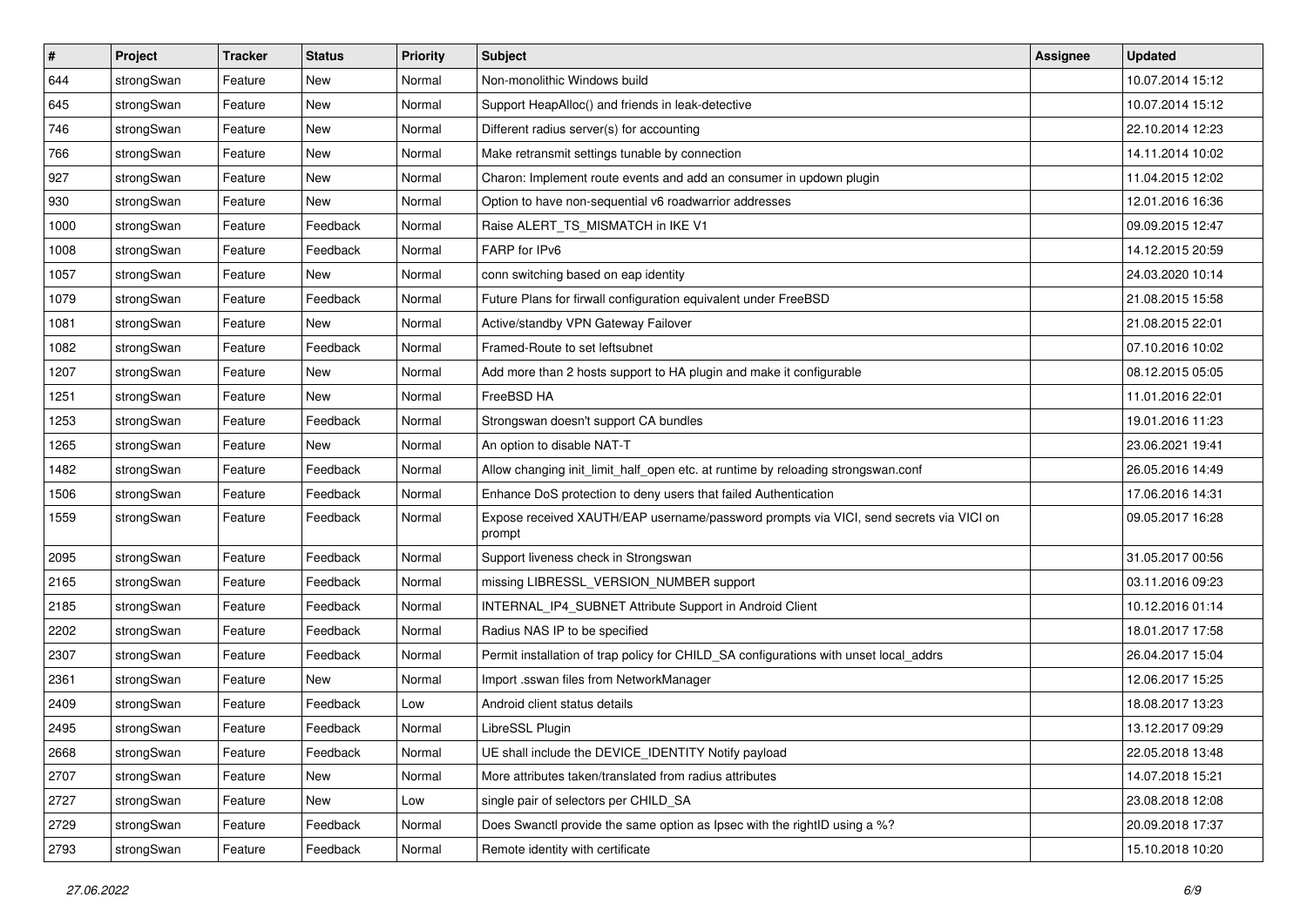| # | Project | Tracker | Status | Priority | Subject | Assignee | Updated |
|---|---|---|---|---|---|---|---|
| 644 | strongSwan | Feature | New | Normal | Non-monolithic Windows build | | 10.07.2014 15:12 |
| 645 | strongSwan | Feature | New | Normal | Support HeapAlloc() and friends in leak-detective | | 10.07.2014 15:12 |
| 746 | strongSwan | Feature | New | Normal | Different radius server(s) for accounting | | 22.10.2014 12:23 |
| 766 | strongSwan | Feature | New | Normal | Make retransmit settings tunable by connection | | 14.11.2014 10:02 |
| 927 | strongSwan | Feature | New | Normal | Charon: Implement route events and add an consumer in updown plugin | | 11.04.2015 12:02 |
| 930 | strongSwan | Feature | New | Normal | Option to have non-sequential v6 roadwarrior addresses | | 12.01.2016 16:36 |
| 1000 | strongSwan | Feature | Feedback | Normal | Raise ALERT_TS_MISMATCH in IKE V1 | | 09.09.2015 12:47 |
| 1008 | strongSwan | Feature | Feedback | Normal | FARP for IPv6 | | 14.12.2015 20:59 |
| 1057 | strongSwan | Feature | New | Normal | conn switching based on eap identity | | 24.03.2020 10:14 |
| 1079 | strongSwan | Feature | Feedback | Normal | Future Plans for firwall configuration equivalent under FreeBSD | | 21.08.2015 15:58 |
| 1081 | strongSwan | Feature | New | Normal | Active/standby VPN Gateway Failover | | 21.08.2015 22:01 |
| 1082 | strongSwan | Feature | Feedback | Normal | Framed-Route to set leftsubnet | | 07.10.2016 10:02 |
| 1207 | strongSwan | Feature | New | Normal | Add more than 2 hosts support to HA plugin and make it configurable | | 08.12.2015 05:05 |
| 1251 | strongSwan | Feature | New | Normal | FreeBSD HA | | 11.01.2016 22:01 |
| 1253 | strongSwan | Feature | Feedback | Normal | Strongswan doesn't support CA bundles | | 19.01.2016 11:23 |
| 1265 | strongSwan | Feature | New | Normal | An option to disable NAT-T | | 23.06.2021 19:41 |
| 1482 | strongSwan | Feature | Feedback | Normal | Allow changing init_limit_half_open etc. at runtime by reloading strongswan.conf | | 26.05.2016 14:49 |
| 1506 | strongSwan | Feature | Feedback | Normal | Enhance DoS protection to deny users that failed Authentication | | 17.06.2016 14:31 |
| 1559 | strongSwan | Feature | Feedback | Normal | Expose received XAUTH/EAP username/password prompts via VICI, send secrets via VICI on prompt | | 09.05.2017 16:28 |
| 2095 | strongSwan | Feature | Feedback | Normal | Support liveness check in Strongswan | | 31.05.2017 00:56 |
| 2165 | strongSwan | Feature | Feedback | Normal | missing LIBRESSL_VERSION_NUMBER support | | 03.11.2016 09:23 |
| 2185 | strongSwan | Feature | Feedback | Normal | INTERNAL_IP4_SUBNET Attribute Support in Android Client | | 10.12.2016 01:14 |
| 2202 | strongSwan | Feature | Feedback | Normal | Radius NAS IP to be specified | | 18.01.2017 17:58 |
| 2307 | strongSwan | Feature | Feedback | Normal | Permit installation of trap policy for CHILD_SA configurations with unset local_addrs | | 26.04.2017 15:04 |
| 2361 | strongSwan | Feature | New | Normal | Import .sswan files from NetworkManager | | 12.06.2017 15:25 |
| 2409 | strongSwan | Feature | Feedback | Low | Android client status details | | 18.08.2017 13:23 |
| 2495 | strongSwan | Feature | Feedback | Normal | LibreSSL Plugin | | 13.12.2017 09:29 |
| 2668 | strongSwan | Feature | Feedback | Normal | UE shall include the DEVICE_IDENTITY Notify payload | | 22.05.2018 13:48 |
| 2707 | strongSwan | Feature | New | Normal | More attributes taken/translated from radius attributes | | 14.07.2018 15:21 |
| 2727 | strongSwan | Feature | New | Low | single pair of selectors per CHILD_SA | | 23.08.2018 12:08 |
| 2729 | strongSwan | Feature | Feedback | Normal | Does Swanctl provide the same option as Ipsec with the rightID using a %? | | 20.09.2018 17:37 |
| 2793 | strongSwan | Feature | Feedback | Normal | Remote identity with certificate | | 15.10.2018 10:20 |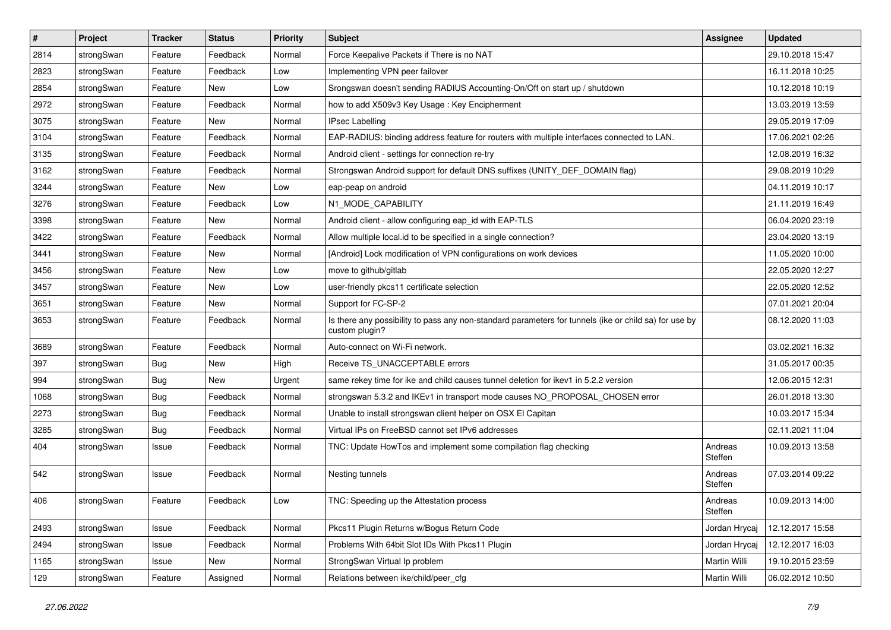| # | Project | Tracker | Status | Priority | Subject | Assignee | Updated |
|---|---|---|---|---|---|---|---|
| 2814 | strongSwan | Feature | Feedback | Normal | Force Keepalive Packets if There is no NAT | | 29.10.2018 15:47 |
| 2823 | strongSwan | Feature | Feedback | Low | Implementing VPN peer failover | | 16.11.2018 10:25 |
| 2854 | strongSwan | Feature | New | Low | Srongswan doesn't sending RADIUS Accounting-On/Off on start up / shutdown | | 10.12.2018 10:19 |
| 2972 | strongSwan | Feature | Feedback | Normal | how to add X509v3 Key Usage : Key Encipherment | | 13.03.2019 13:59 |
| 3075 | strongSwan | Feature | New | Normal | IPsec Labelling | | 29.05.2019 17:09 |
| 3104 | strongSwan | Feature | Feedback | Normal | EAP-RADIUS: binding address feature for routers with multiple interfaces connected to LAN. | | 17.06.2021 02:26 |
| 3135 | strongSwan | Feature | Feedback | Normal | Android client - settings for connection re-try | | 12.08.2019 16:32 |
| 3162 | strongSwan | Feature | Feedback | Normal | Strongswan Android support for default DNS suffixes (UNITY_DEF_DOMAIN flag) | | 29.08.2019 10:29 |
| 3244 | strongSwan | Feature | New | Low | eap-peap on android | | 04.11.2019 10:17 |
| 3276 | strongSwan | Feature | Feedback | Low | N1_MODE_CAPABILITY | | 21.11.2019 16:49 |
| 3398 | strongSwan | Feature | New | Normal | Android client - allow configuring eap_id with EAP-TLS | | 06.04.2020 23:19 |
| 3422 | strongSwan | Feature | Feedback | Normal | Allow multiple local.id to be specified in a single connection? | | 23.04.2020 13:19 |
| 3441 | strongSwan | Feature | New | Normal | [Android] Lock modification of VPN configurations on work devices | | 11.05.2020 10:00 |
| 3456 | strongSwan | Feature | New | Low | move to github/gitlab | | 22.05.2020 12:27 |
| 3457 | strongSwan | Feature | New | Low | user-friendly pkcs11 certificate selection | | 22.05.2020 12:52 |
| 3651 | strongSwan | Feature | New | Normal | Support for FC-SP-2 | | 07.01.2021 20:04 |
| 3653 | strongSwan | Feature | Feedback | Normal | Is there any possibility to pass any non-standard parameters for tunnels (ike or child sa) for use by custom plugin? | | 08.12.2020 11:03 |
| 3689 | strongSwan | Feature | Feedback | Normal | Auto-connect on Wi-Fi network. | | 03.02.2021 16:32 |
| 397 | strongSwan | Bug | New | High | Receive TS_UNACCEPTABLE errors | | 31.05.2017 00:35 |
| 994 | strongSwan | Bug | New | Urgent | same rekey time for ike and child causes tunnel deletion for ikev1 in 5.2.2 version | | 12.06.2015 12:31 |
| 1068 | strongSwan | Bug | Feedback | Normal | strongswan 5.3.2 and IKEv1 in transport mode causes NO_PROPOSAL_CHOSEN error | | 26.01.2018 13:30 |
| 2273 | strongSwan | Bug | Feedback | Normal | Unable to install strongswan client helper on OSX El Capitan | | 10.03.2017 15:34 |
| 3285 | strongSwan | Bug | Feedback | Normal | Virtual IPs on FreeBSD cannot set IPv6 addresses | | 02.11.2021 11:04 |
| 404 | strongSwan | Issue | Feedback | Normal | TNC: Update HowTos and implement some compilation flag checking | Andreas Steffen | 10.09.2013 13:58 |
| 542 | strongSwan | Issue | Feedback | Normal | Nesting tunnels | Andreas Steffen | 07.03.2014 09:22 |
| 406 | strongSwan | Feature | Feedback | Low | TNC: Speeding up the Attestation process | Andreas Steffen | 10.09.2013 14:00 |
| 2493 | strongSwan | Issue | Feedback | Normal | Pkcs11 Plugin Returns w/Bogus Return Code | Jordan Hrycaj | 12.12.2017 15:58 |
| 2494 | strongSwan | Issue | Feedback | Normal | Problems With 64bit Slot IDs With Pkcs11 Plugin | Jordan Hrycaj | 12.12.2017 16:03 |
| 1165 | strongSwan | Issue | New | Normal | StrongSwan Virtual Ip problem | Martin Willi | 19.10.2015 23:59 |
| 129 | strongSwan | Feature | Assigned | Normal | Relations between ike/child/peer_cfg | Martin Willi | 06.02.2012 10:50 |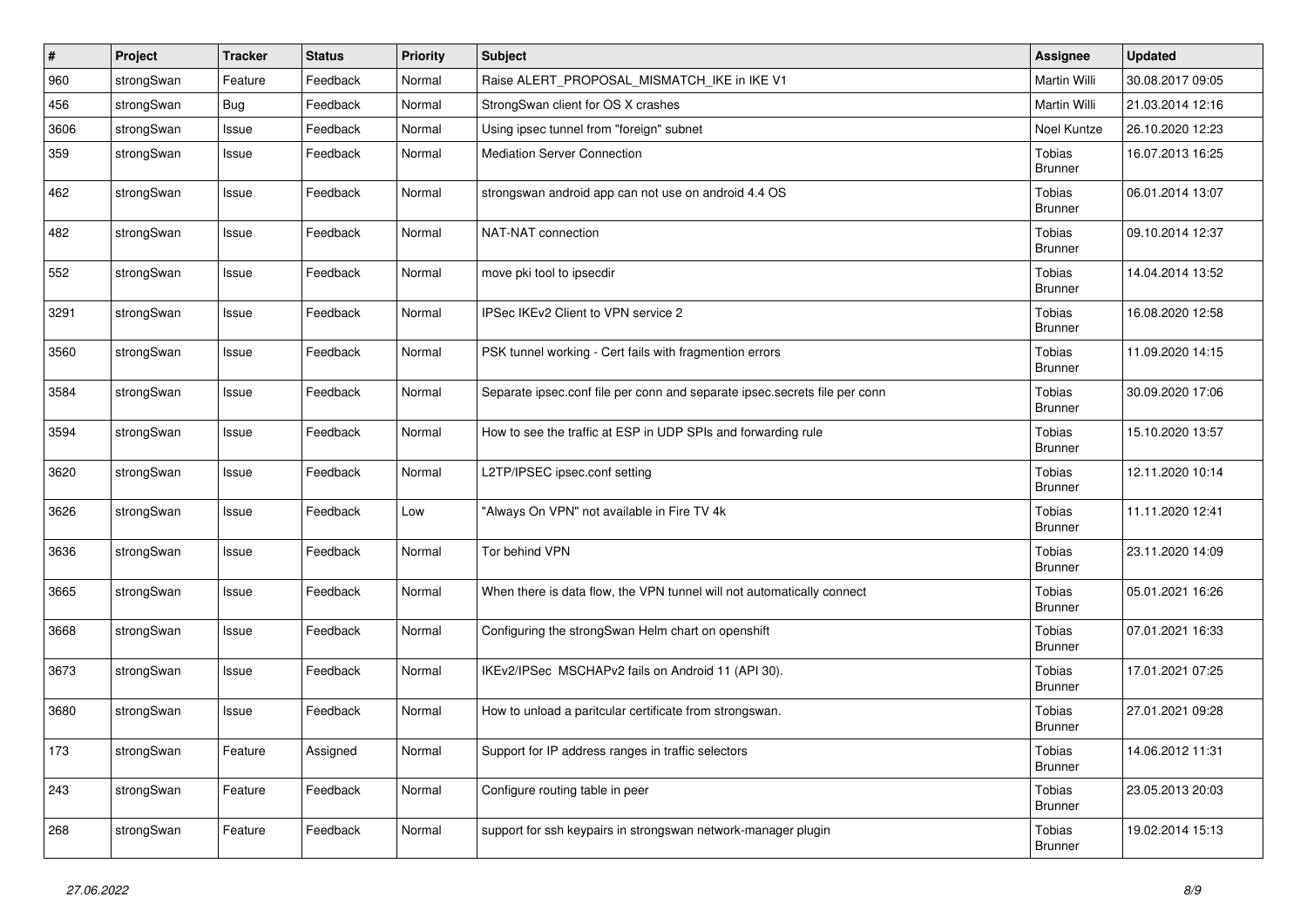| # | Project | Tracker | Status | Priority | Subject | Assignee | Updated |
|---|---|---|---|---|---|---|---|
| 960 | strongSwan | Feature | Feedback | Normal | Raise ALERT_PROPOSAL_MISMATCH_IKE in IKE V1 | Martin Willi | 30.08.2017 09:05 |
| 456 | strongSwan | Bug | Feedback | Normal | StrongSwan client for OS X crashes | Martin Willi | 21.03.2014 12:16 |
| 3606 | strongSwan | Issue | Feedback | Normal | Using ipsec tunnel from "foreign" subnet | Noel Kuntze | 26.10.2020 12:23 |
| 359 | strongSwan | Issue | Feedback | Normal | Mediation Server Connection | Tobias Brunner | 16.07.2013 16:25 |
| 462 | strongSwan | Issue | Feedback | Normal | strongswan android app can not use on android 4.4 OS | Tobias Brunner | 06.01.2014 13:07 |
| 482 | strongSwan | Issue | Feedback | Normal | NAT-NAT connection | Tobias Brunner | 09.10.2014 12:37 |
| 552 | strongSwan | Issue | Feedback | Normal | move pki tool to ipsecdir | Tobias Brunner | 14.04.2014 13:52 |
| 3291 | strongSwan | Issue | Feedback | Normal | IPSec IKEv2 Client to VPN service 2 | Tobias Brunner | 16.08.2020 12:58 |
| 3560 | strongSwan | Issue | Feedback | Normal | PSK tunnel working - Cert fails with fragmention errors | Tobias Brunner | 11.09.2020 14:15 |
| 3584 | strongSwan | Issue | Feedback | Normal | Separate ipsec.conf file per conn and separate ipsec.secrets file per conn | Tobias Brunner | 30.09.2020 17:06 |
| 3594 | strongSwan | Issue | Feedback | Normal | How to see the traffic at ESP in UDP SPIs and forwarding rule | Tobias Brunner | 15.10.2020 13:57 |
| 3620 | strongSwan | Issue | Feedback | Normal | L2TP/IPSEC ipsec.conf setting | Tobias Brunner | 12.11.2020 10:14 |
| 3626 | strongSwan | Issue | Feedback | Low | "Always On VPN" not available in Fire TV 4k | Tobias Brunner | 11.11.2020 12:41 |
| 3636 | strongSwan | Issue | Feedback | Normal | Tor behind VPN | Tobias Brunner | 23.11.2020 14:09 |
| 3665 | strongSwan | Issue | Feedback | Normal | When there is data flow, the VPN tunnel will not automatically connect | Tobias Brunner | 05.01.2021 16:26 |
| 3668 | strongSwan | Issue | Feedback | Normal | Configuring the strongSwan Helm chart on openshift | Tobias Brunner | 07.01.2021 16:33 |
| 3673 | strongSwan | Issue | Feedback | Normal | IKEv2/IPSec MSCHAPv2 fails on Android 11 (API 30). | Tobias Brunner | 17.01.2021 07:25 |
| 3680 | strongSwan | Issue | Feedback | Normal | How to unload a paritcular certificate from strongswan. | Tobias Brunner | 27.01.2021 09:28 |
| 173 | strongSwan | Feature | Assigned | Normal | Support for IP address ranges in traffic selectors | Tobias Brunner | 14.06.2012 11:31 |
| 243 | strongSwan | Feature | Feedback | Normal | Configure routing table in peer | Tobias Brunner | 23.05.2013 20:03 |
| 268 | strongSwan | Feature | Feedback | Normal | support for ssh keypairs in strongswan network-manager plugin | Tobias Brunner | 19.02.2014 15:13 |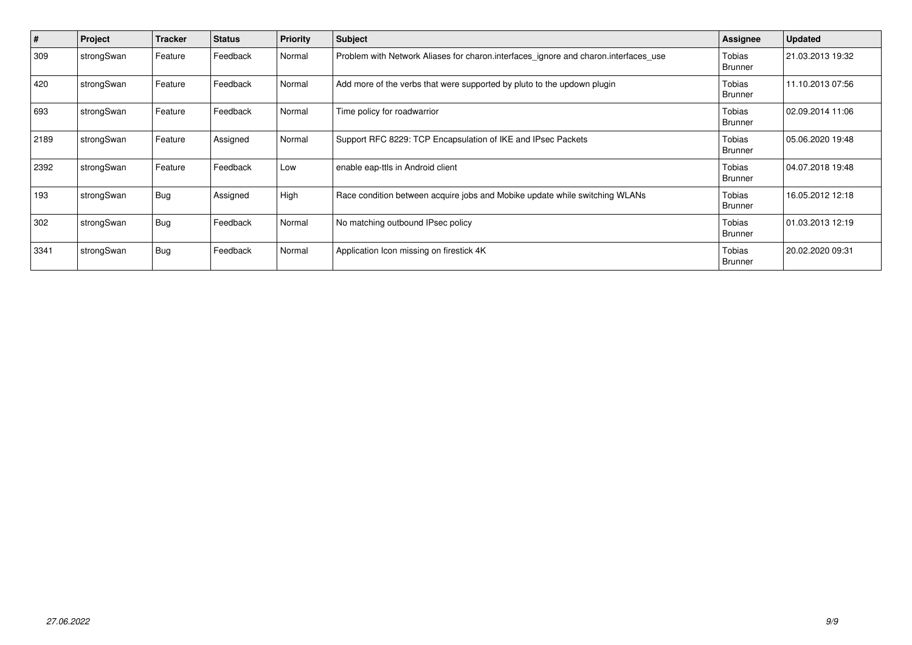| # | Project | Tracker | Status | Priority | Subject | Assignee | Updated |
|---|---|---|---|---|---|---|---|
| 309 | strongSwan | Feature | Feedback | Normal | Problem with Network Aliases for charon.interfaces_ignore and charon.interfaces_use | Tobias Brunner | 21.03.2013 19:32 |
| 420 | strongSwan | Feature | Feedback | Normal | Add more of the verbs that were supported by pluto to the updown plugin | Tobias Brunner | 11.10.2013 07:56 |
| 693 | strongSwan | Feature | Feedback | Normal | Time policy for roadwarrior | Tobias Brunner | 02.09.2014 11:06 |
| 2189 | strongSwan | Feature | Assigned | Normal | Support RFC 8229: TCP Encapsulation of IKE and IPsec Packets | Tobias Brunner | 05.06.2020 19:48 |
| 2392 | strongSwan | Feature | Feedback | Low | enable eap-ttls in Android client | Tobias Brunner | 04.07.2018 19:48 |
| 193 | strongSwan | Bug | Assigned | High | Race condition between acquire jobs and Mobike update while switching WLANs | Tobias Brunner | 16.05.2012 12:18 |
| 302 | strongSwan | Bug | Feedback | Normal | No matching outbound IPsec policy | Tobias Brunner | 01.03.2013 12:19 |
| 3341 | strongSwan | Bug | Feedback | Normal | Application Icon missing on firestick 4K | Tobias Brunner | 20.02.2020 09:31 |

*27.06.2022*